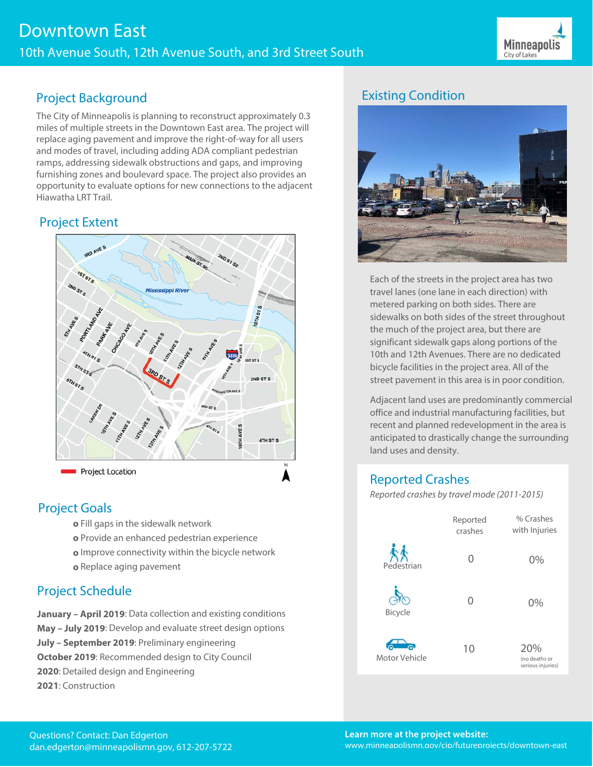# Downtown East

## 10th Avenue South, 12th Avenue South, and 3rd Street South

## Project Background

The City of Minneapolis is planning to reconstruct approximately 0.3 miles of multiple streets in the Downtown East area. The project will replace aging pavement and improve the right-of-way for all users and modes of travel, including adding ADA compliant pedestrian ramps, addressing sidewalk obstructions and gaps, and improving furnishing zones and boulevard space. The project also provides an opportunity to evaluate options for new connections to the adjacent Hiawatha LRT Trail.

## Project Extent

Project Location

## Project Goals

- Fill gaps in the sidewalk network
- Provide an enhanced pedestrian experience
- Improve connectivity within the bicycle network
- Replace aging pavement

## Project Schedule

**January – April 2019**: Data collection and existing conditions
**May – July 2019**: Develop and evaluate street design options
**July – September 2019**: Preliminary engineering
**October 2019**: Recommended design to City Council
**2020**: Detailed design and Engineering
**2021**: Construction

## Existing Condition

Each of the streets in the project area has two travel lanes (one lane in each direction) with metered parking on both sides. There are sidewalks on both sides of the street throughout the much of the project area, but there are significant sidewalk gaps along portions of the 10th and 12th Avenues. There are no dedicated bicycle facilities in the project area. All of the street pavement in this area is in poor condition.

Adjacent land uses are predominantly commercial office and industrial manufacturing facilities, but recent and planned redevelopment in the area is anticipated to drastically change the surrounding land uses and density.

## Reported Crashes

*Reported crashes by travel mode (2011-2015)*

| | Reported crashes | % Crashes with Injuries |
|---|---|---|
| Pedestrian | 0 | 0% |
| Bicycle | 0 | 0% |
| Motor Vehicle | 10 | 20% (no deaths or serious injuries) |

Questions? Contact: Dan Edgerton
dan.edgerton@minneapolismn.gov, 612-207-5722

**Learn more at the project website:**
www.minneapolismn.gov/cip/futureprojects/downtown-east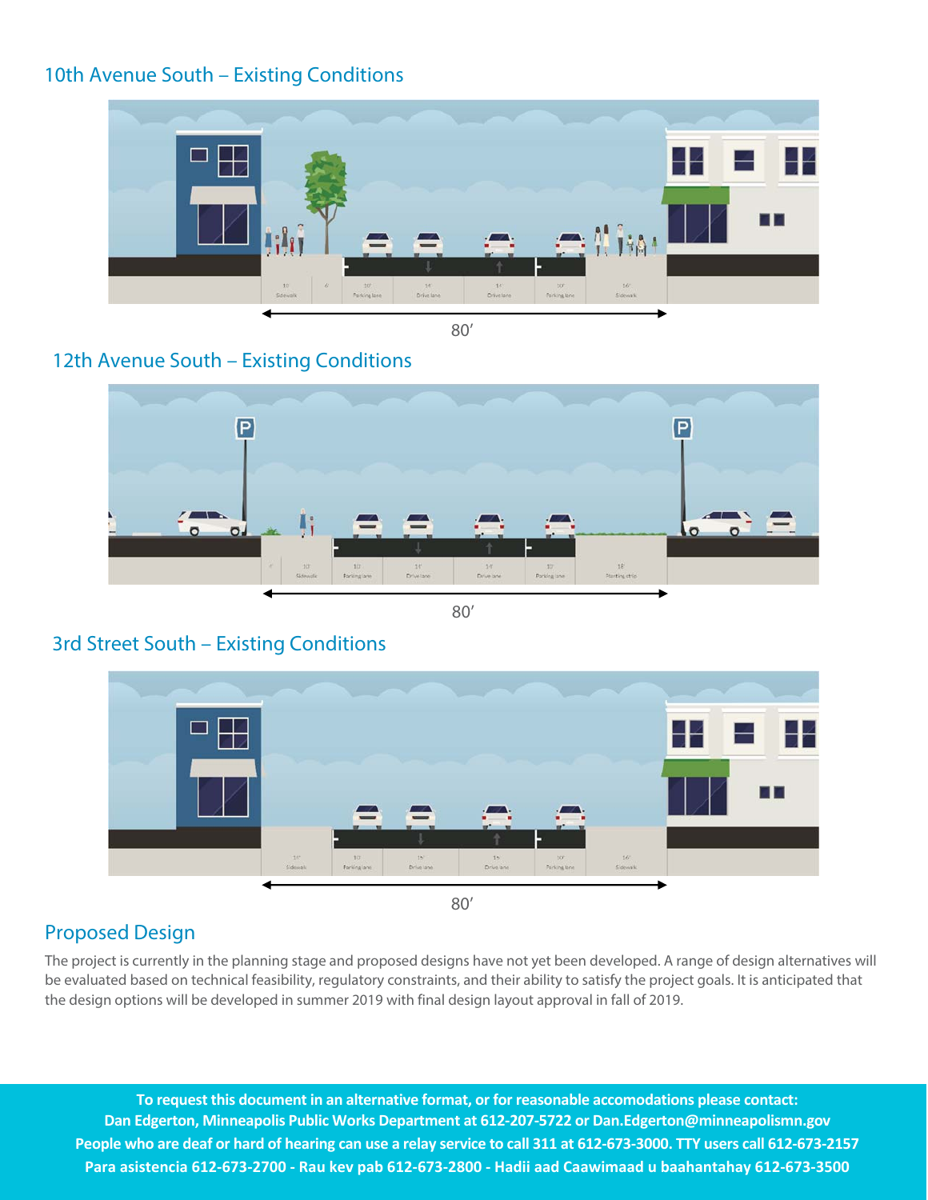## 10th Avenue South – Existing Conditions

10' Sidewalk
4'
10' Parking lane
14' Drive lane
14' Drive lane
10' Parking lane
16' Sidewalk

80′

## 12th Avenue South – Existing Conditions

4'
10' Sidewalk
10' Parking lane
14' Drive lane
14' Drive lane
10' Parking lane
18' Planting strip

80′

## 3rd Street South – Existing Conditions

14' Sidewalk
10' Parking lane
15' Drive lane
15' Drive lane
10' Parking lane
16' Sidewalk

80′

## Proposed Design

The project is currently in the planning stage and proposed designs have not yet been developed. A range of design alternatives will be evaluated based on technical feasibility, regulatory constraints, and their ability to satisfy the project goals. It is anticipated that the design options will be developed in summer 2019 with final design layout approval in fall of 2019.

**To request this document in an alternative format, or for reasonable accomodations please contact:**
**Dan Edgerton, Minneapolis Public Works Department at 612-207-5722 or Dan.Edgerton@minneapolismn.gov**
**People who are deaf or hard of hearing can use a relay service to call 311 at 612-673-3000. TTY users call 612-673-2157**
**Para asistencia 612-673-2700 - Rau kev pab 612-673-2800 - Hadii aad Caawimaad u baahantahay 612-673-3500**